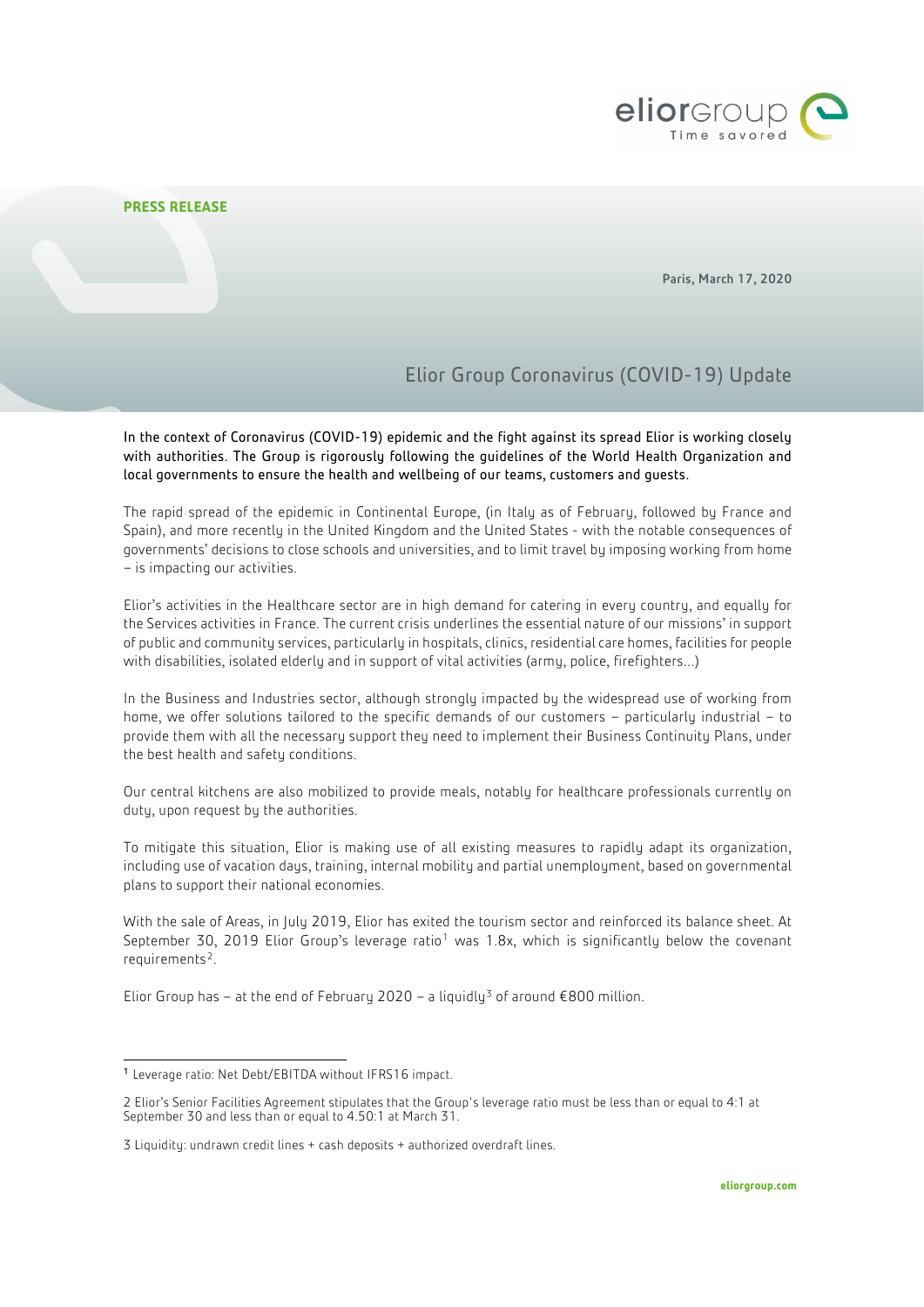**PRESS RELEASE**

Paris, March 17, 2020

# Elior Group Coronavirus (COVID-19) Update

In the context of Coronavirus (COVID-19) epidemic and the fight against its spread Elior is working closely with authorities. The Group is rigorously following the guidelines of the World Health Organization and local governments to ensure the health and wellbeing of our teams, customers and guests.

The rapid spread of the epidemic in Continental Europe, (in Italy as of February, followed by France and Spain), and more recently in the United Kingdom and the United States - with the notable consequences of governments' decisions to close schools and universities, and to limit travel by imposing working from home – is impacting our activities.

Elior's activities in the Healthcare sector are in high demand for catering in every country, and equally for the Services activities in France. The current crisis underlines the essential nature of our missions' in support of public and community services, particularly in hospitals, clinics, residential care homes, facilities for people with disabilities, isolated elderly and in support of vital activities (army, police, firefighters...)

In the Business and Industries sector, although strongly impacted by the widespread use of working from home, we offer solutions tailored to the specific demands of our customers – particularly industrial – to provide them with all the necessary support they need to implement their Business Continuity Plans, under the best health and safety conditions.

Our central kitchens are also mobilized to provide meals, notably for healthcare professionals currently on duty, upon request by the authorities.

To mitigate this situation, Elior is making use of all existing measures to rapidly adapt its organization, including use of vacation days, training, internal mobility and partial unemployment, based on governmental plans to support their national economies.

With the sale of Areas, in July 2019, Elior has exited the tourism sector and reinforced its balance sheet. At September 30, 2019 Elior Group's leverage ratio[1] was 1.8x, which is significantly below the covenant requirements[2].

Elior Group has – at the end of February 2020 – a liquidly[3] of around €800 million.

---

[1] Leverage ratio: Net Debt/EBITDA without IFRS16 impact.

[2] Elior's Senior Facilities Agreement stipulates that the Group's leverage ratio must be less than or equal to 4:1 at September 30 and less than or equal to 4.50:1 at March 31.

[3] Liquidity: undrawn credit lines + cash deposits + authorized overdraft lines.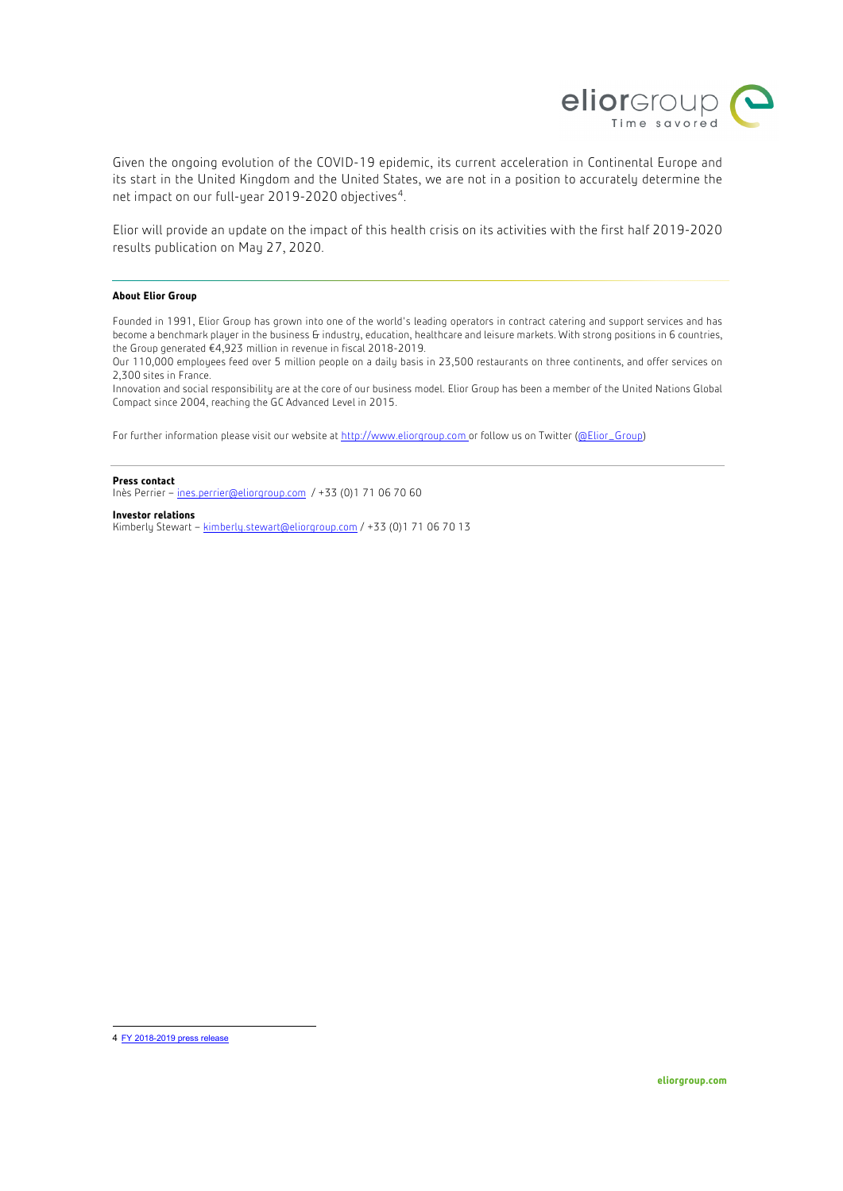Given the ongoing evolution of the COVID-19 epidemic, its current acceleration in Continental Europe and its start in the United Kingdom and the United States, we are not in a position to accurately determine the net impact on our full-year 2019-2020 objectives[4].

Elior will provide an update on the impact of this health crisis on its activities with the first half 2019-2020 results publication on May 27, 2020.

---

**About Elior Group**

Founded in 1991, Elior Group has grown into one of the world's leading operators in contract catering and support services and has become a benchmark player in the business & industry, education, healthcare and leisure markets. With strong positions in 6 countries, the Group generated €4,923 million in revenue in fiscal 2018-2019.
Our 110,000 employees feed over 5 million people on a daily basis in 23,500 restaurants on three continents, and offer services on 2,300 sites in France.
Innovation and social responsibility are at the core of our business model. Elior Group has been a member of the United Nations Global Compact since 2004, reaching the GC Advanced Level in 2015.

For further information please visit our website at [http://www.eliorgroup.com](http://www.eliorgroup.com) or follow us on Twitter ([@Elior_Group](https://twitter.com/Elior_Group))

---

**Press contact**
Inès Perrier – [ines.perrier@eliorgroup.com](mailto:ines.perrier@eliorgroup.com) / +33 (0)1 71 06 70 60

**Investor relations**
Kimberly Stewart – [kimberly.stewart@eliorgroup.com](mailto:kimberly.stewart@eliorgroup.com) / +33 (0)1 71 06 70 13

---

4 FY 2018-2019 press release